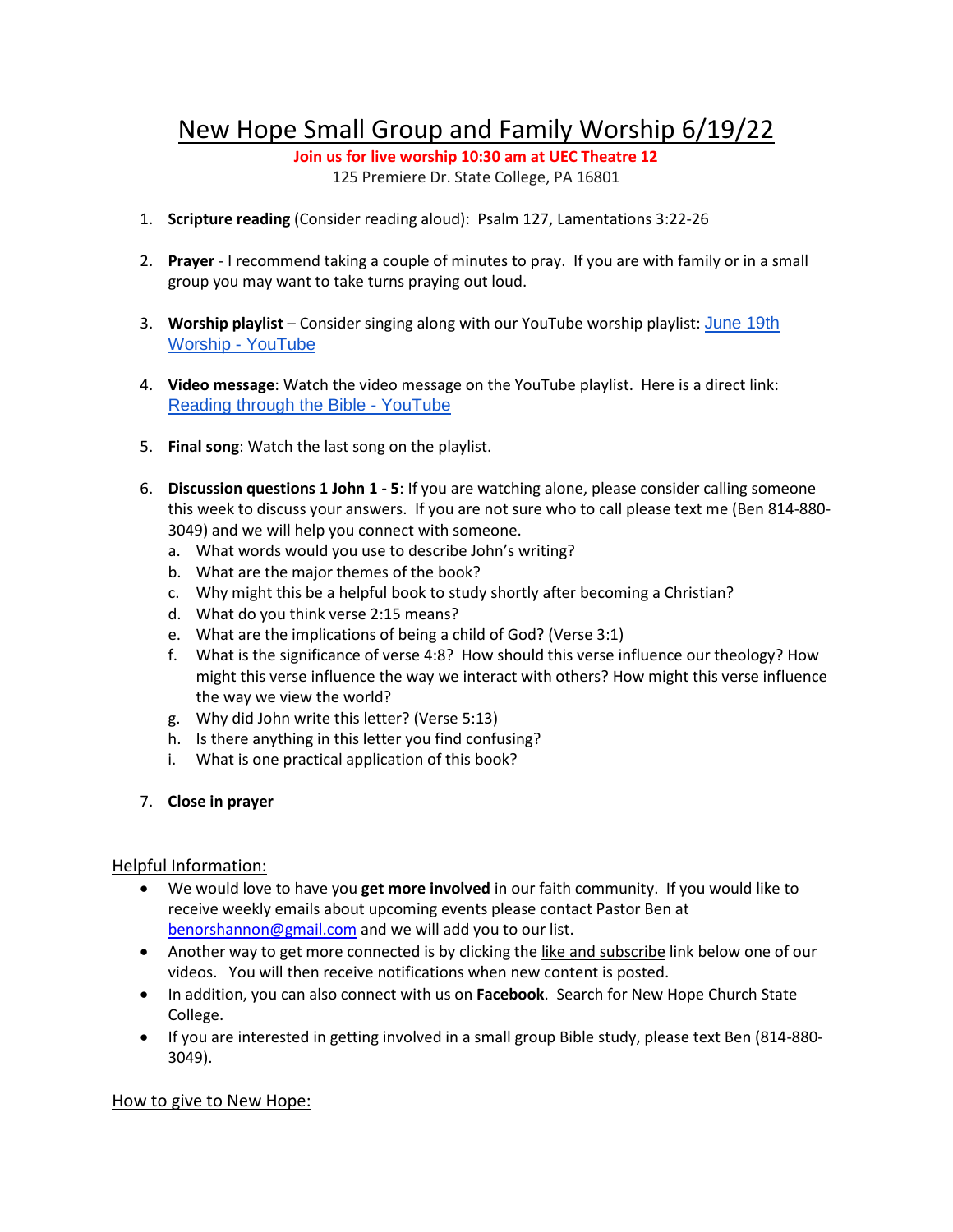# New Hope Small Group and Family Worship 6/19/22

**Join us for live worship 10:30 am at UEC Theatre 12**

125 Premiere Dr. State College, PA 16801

1. **Scripture reading** (Consider reading aloud): Psalm 127, Lamentations 3:22-26

2. **Prayer** - I recommend taking a couple of minutes to pray. If you are with family or in a small group you may want to take turns praying out loud.

3. **Worship playlist** – Consider singing along with our YouTube worship playlist: June 19th Worship - YouTube

4. **Video message**: Watch the video message on the YouTube playlist. Here is a direct link: Reading through the Bible - YouTube

5. **Final song**: Watch the last song on the playlist.

6. **Discussion questions 1 John 1 - 5**: If you are watching alone, please consider calling someone this week to discuss your answers. If you are not sure who to call please text me (Ben 814-880-3049) and we will help you connect with someone.
   a. What words would you use to describe John's writing?
   b. What are the major themes of the book?
   c. Why might this be a helpful book to study shortly after becoming a Christian?
   d. What do you think verse 2:15 means?
   e. What are the implications of being a child of God? (Verse 3:1)
   f. What is the significance of verse 4:8? How should this verse influence our theology? How might this verse influence the way we interact with others? How might this verse influence the way we view the world?
   g. Why did John write this letter? (Verse 5:13)
   h. Is there anything in this letter you find confusing?
   i. What is one practical application of this book?

7. **Close in prayer**

## Helpful Information:

- We would love to have you **get more involved** in our faith community. If you would like to receive weekly emails about upcoming events please contact Pastor Ben at benorshannon@gmail.com and we will add you to our list.
- Another way to get more connected is by clicking the like and subscribe link below one of our videos. You will then receive notifications when new content is posted.
- In addition, you can also connect with us on **Facebook**. Search for New Hope Church State College.
- If you are interested in getting involved in a small group Bible study, please text Ben (814-880-3049).

## How to give to New Hope: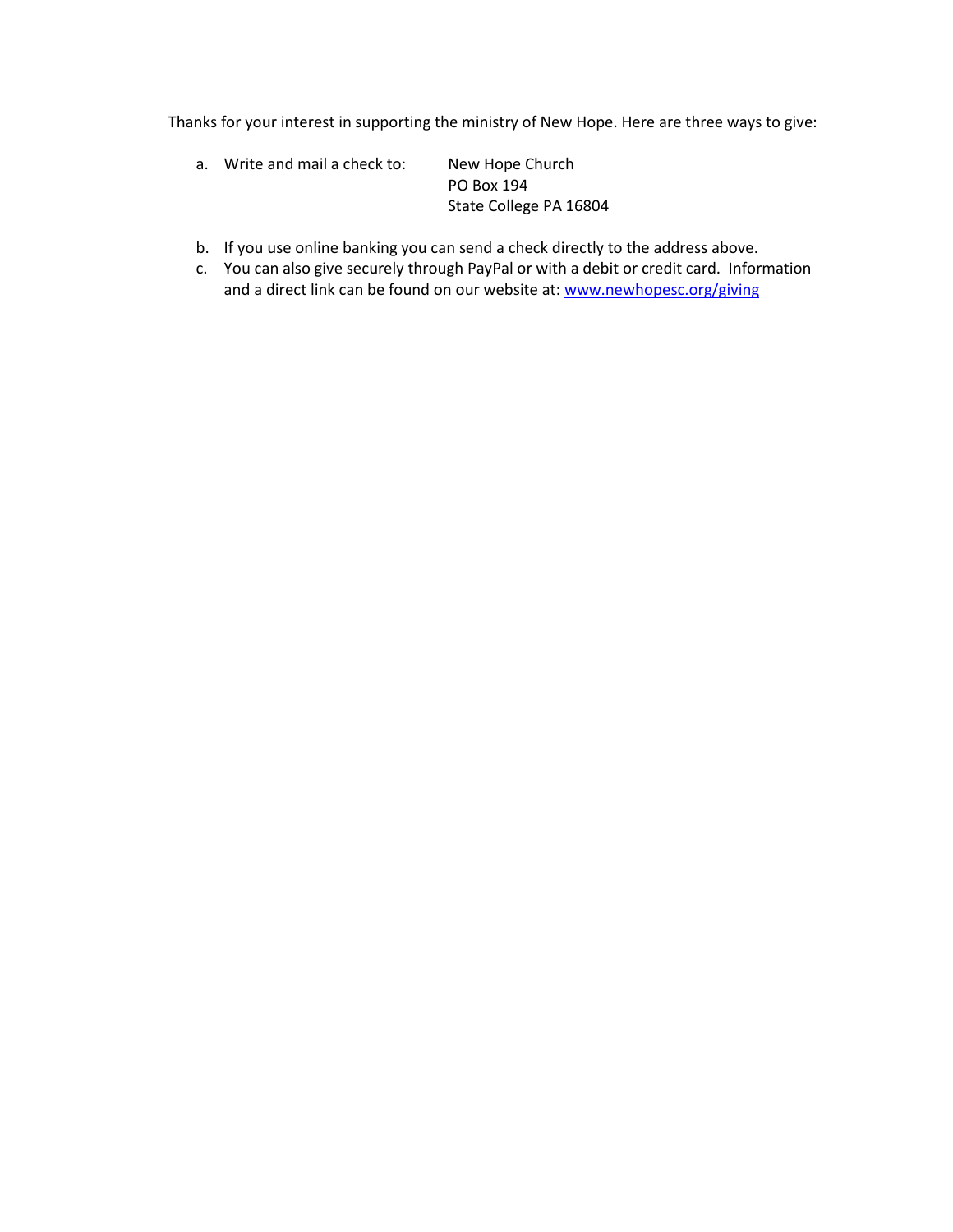Thanks for your interest in supporting the ministry of New Hope. Here are three ways to give:

a. Write and mail a check to:

   New Hope Church
   PO Box 194
   State College PA 16804

b. If you use online banking you can send a check directly to the address above.

c. You can also give securely through PayPal or with a debit or credit card. Information and a direct link can be found on our website at: [www.newhopesc.org/giving](http://www.newhopesc.org/giving)